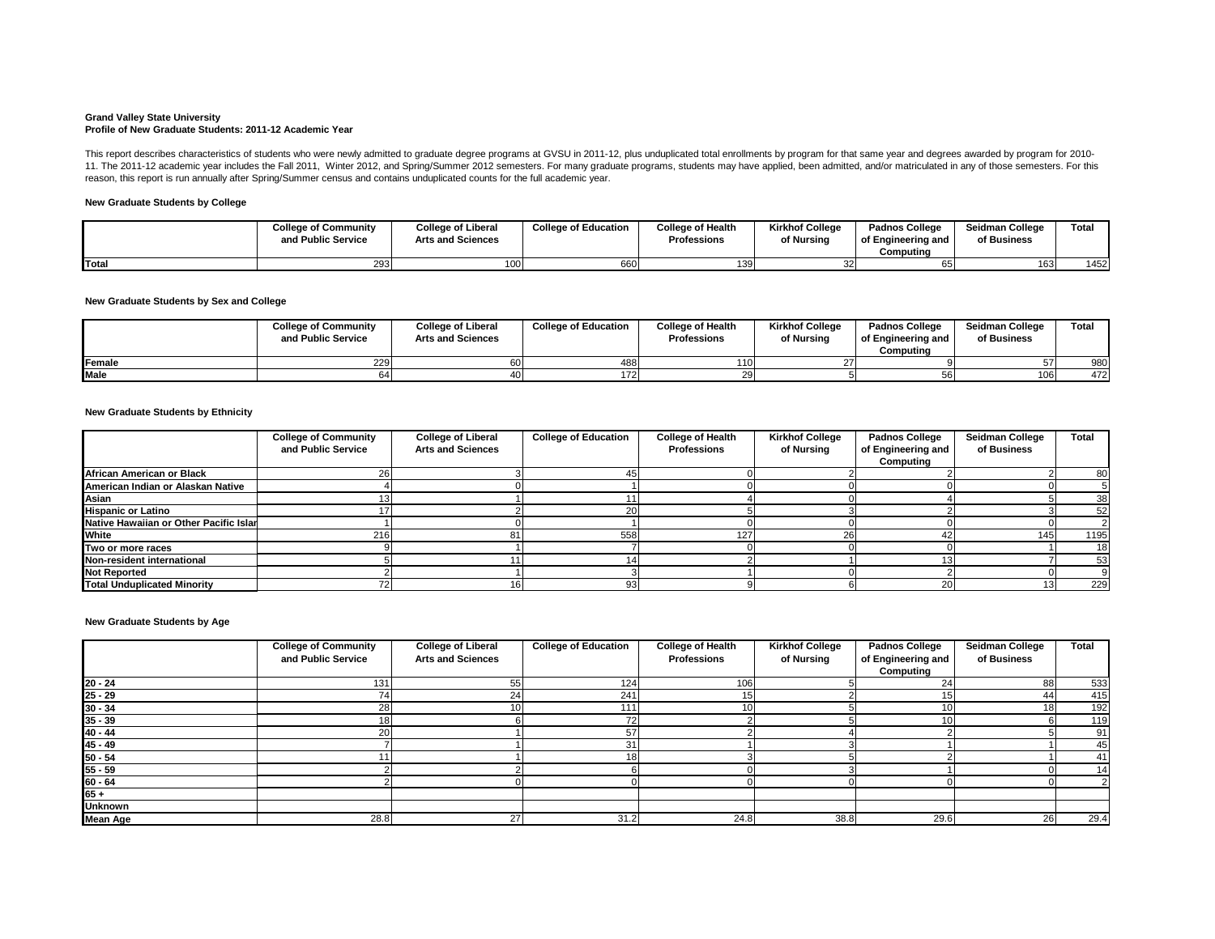**Grand Valley State University**
**Profile of New Graduate Students: 2011-12 Academic Year**

This report describes characteristics of students who were newly admitted to graduate degree programs at GVSU in 2011-12, plus unduplicated total enrollments by program for that same year and degrees awarded by program for 2010-11. The 2011-12 academic year includes the Fall 2011, Winter 2012, and Spring/Summer 2012 semesters. For many graduate programs, students may have applied, been admitted, and/or matriculated in any of those semesters. For this reason, this report is run annually after Spring/Summer census and contains unduplicated counts for the full academic year.

**New Graduate Students by College**

| | College of Community and Public Service | College of Liberal Arts and Sciences | College of Education | College of Health Professions | Kirkhof College of Nursing | Padnos College of Engineering and Computing | Seidman College of Business | Total |
|---|---|---|---|---|---|---|---|---|
| **Total** | 293 | 100 | 660 | 139 | 32 | 65 | 163 | 1452 |

**New Graduate Students by Sex and College**

| | College of Community and Public Service | College of Liberal Arts and Sciences | College of Education | College of Health Professions | Kirkhof College of Nursing | Padnos College of Engineering and Computing | Seidman College of Business | Total |
|---|---|---|---|---|---|---|---|---|
| **Female** | 229 | 60 | 488 | 110 | 27 | 9 | 57 | 980 |
| **Male** | 64 | 40 | 172 | 29 | 5 | 56 | 106 | 472 |

**New Graduate Students by Ethnicity**

| | College of Community and Public Service | College of Liberal Arts and Sciences | College of Education | College of Health Professions | Kirkhof College of Nursing | Padnos College of Engineering and Computing | Seidman College of Business | Total |
|---|---|---|---|---|---|---|---|---|
| **African American or Black** | 26 | 3 | 45 | 0 | 2 | 2 | 2 | 80 |
| **American Indian or Alaskan Native** | 4 | 0 | 1 | 0 | 0 | 0 | 0 | 5 |
| **Asian** | 13 | 1 | 11 | 4 | 0 | 4 | 5 | 38 |
| **Hispanic or Latino** | 17 | 2 | 20 | 5 | 3 | 2 | 3 | 52 |
| **Native Hawaiian or Other Pacific Islar** | 1 | 0 | 1 | 0 | 0 | 0 | 0 | 2 |
| **White** | 216 | 81 | 558 | 127 | 26 | 42 | 145 | 1195 |
| **Two or more races** | 9 | 1 | 7 | 0 | 0 | 0 | 1 | 18 |
| **Non-resident international** | 5 | 11 | 14 | 2 | 1 | 13 | 7 | 53 |
| **Not Reported** | 2 | 1 | 3 | 1 | 0 | 2 | 0 | 9 |
| **Total Unduplicated Minority** | 72 | 16 | 93 | 9 | 6 | 20 | 13 | 229 |

**New Graduate Students by Age**

| | College of Community and Public Service | College of Liberal Arts and Sciences | College of Education | College of Health Professions | Kirkhof College of Nursing | Padnos College of Engineering and Computing | Seidman College of Business | Total |
|---|---|---|---|---|---|---|---|---|
| **20 - 24** | 131 | 55 | 124 | 106 | 5 | 24 | 88 | 533 |
| **25 - 29** | 74 | 24 | 241 | 15 | 2 | 15 | 44 | 415 |
| **30 - 34** | 28 | 10 | 111 | 10 | 5 | 10 | 18 | 192 |
| **35 - 39** | 18 | 6 | 72 | 2 | 5 | 10 | 6 | 119 |
| **40 - 44** | 20 | 1 | 57 | 2 | 4 | 2 | 5 | 91 |
| **45 - 49** | 7 | 1 | 31 | 1 | 3 | 1 | 1 | 45 |
| **50 - 54** | 11 | 1 | 18 | 3 | 5 | 2 | 1 | 41 |
| **55 - 59** | 2 | 2 | 6 | 0 | 3 | 1 | 0 | 14 |
| **60 - 64** | 2 | 0 | 0 | 0 | 0 | 0 | 0 | 2 |
| **65 +** | | | | | | | | |
| **Unknown** | | | | | | | | |
| **Mean Age** | 28.8 | 27 | 31.2 | 24.8 | 38.8 | 29.6 | 26 | 29.4 |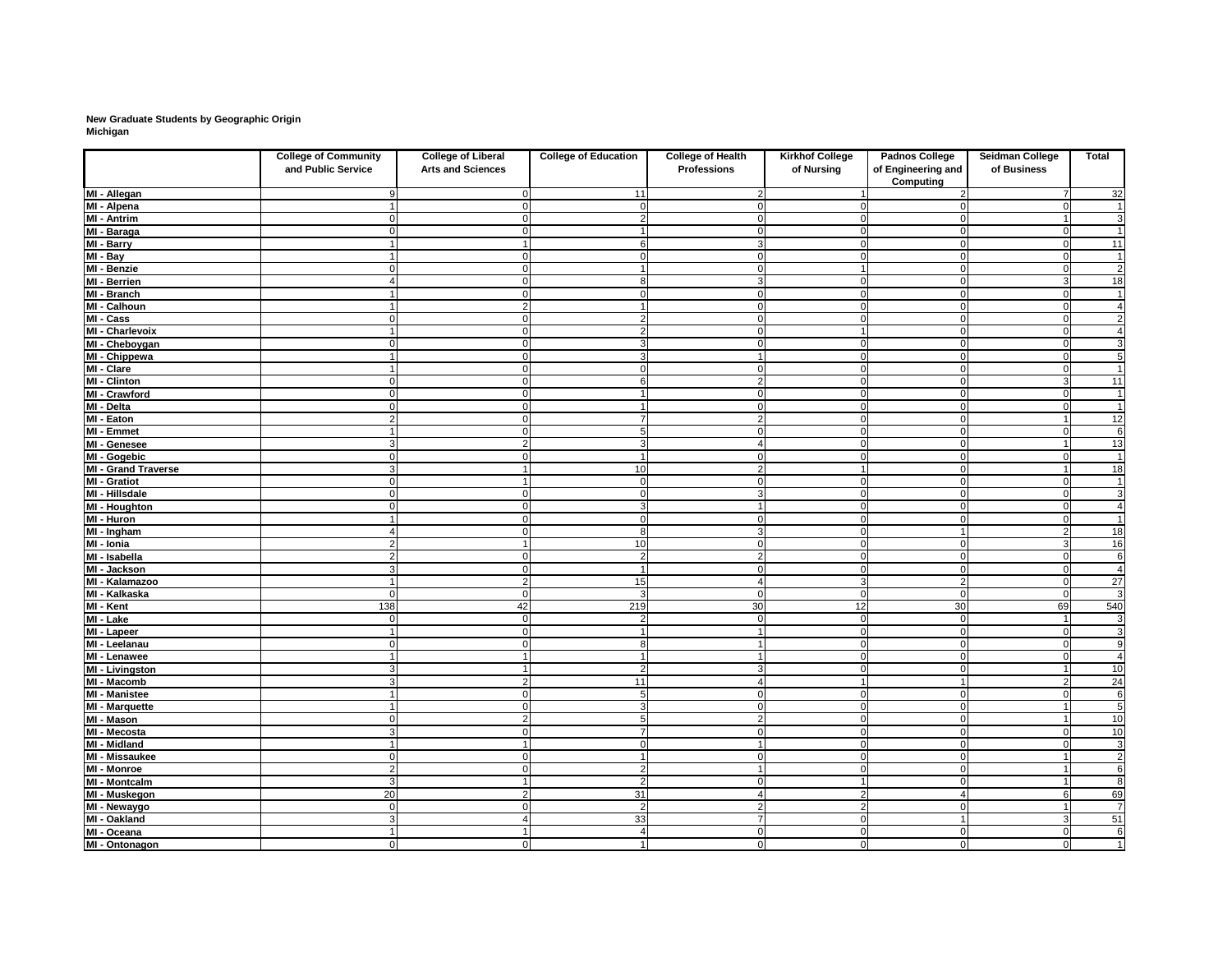**New Graduate Students by Geographic Origin**
**Michigan**

| | College of Community and Public Service | College of Liberal Arts and Sciences | College of Education | College of Health Professions | Kirkhof College of Nursing | Padnos College of Engineering and Computing | Seidman College of Business | Total |
|---|---|---|---|---|---|---|---|---|
| MI - Allegan | 9 | 0 | 11 | 2 | 1 | 2 | 7 | 32 |
| MI - Alpena | 1 | 0 | 0 | 0 | 0 | 0 | 0 | 1 |
| MI - Antrim | 0 | 0 | 2 | 0 | 0 | 0 | 1 | 3 |
| MI - Baraga | 0 | 0 | 1 | 0 | 0 | 0 | 0 | 1 |
| MI - Barry | 1 | 1 | 6 | 3 | 0 | 0 | 0 | 11 |
| MI - Bay | 1 | 0 | 0 | 0 | 0 | 0 | 0 | 1 |
| MI - Benzie | 0 | 0 | 1 | 0 | 1 | 0 | 0 | 2 |
| MI - Berrien | 4 | 0 | 8 | 3 | 0 | 0 | 3 | 18 |
| MI - Branch | 1 | 0 | 0 | 0 | 0 | 0 | 0 | 1 |
| MI - Calhoun | 1 | 2 | 1 | 0 | 0 | 0 | 0 | 4 |
| MI - Cass | 0 | 0 | 2 | 0 | 0 | 0 | 0 | 2 |
| MI - Charlevoix | 1 | 0 | 2 | 0 | 1 | 0 | 0 | 4 |
| MI - Cheboygan | 0 | 0 | 3 | 0 | 0 | 0 | 0 | 3 |
| MI - Chippewa | 1 | 0 | 3 | 1 | 0 | 0 | 0 | 5 |
| MI - Clare | 1 | 0 | 0 | 0 | 0 | 0 | 0 | 1 |
| MI - Clinton | 0 | 0 | 6 | 2 | 0 | 0 | 3 | 11 |
| MI - Crawford | 0 | 0 | 1 | 0 | 0 | 0 | 0 | 1 |
| MI - Delta | 0 | 0 | 1 | 0 | 0 | 0 | 0 | 1 |
| MI - Eaton | 2 | 0 | 7 | 2 | 0 | 0 | 1 | 12 |
| MI - Emmet | 1 | 0 | 5 | 0 | 0 | 0 | 0 | 6 |
| MI - Genesee | 3 | 2 | 3 | 4 | 0 | 0 | 1 | 13 |
| MI - Gogebic | 0 | 0 | 1 | 0 | 0 | 0 | 0 | 1 |
| MI - Grand Traverse | 3 | 1 | 10 | 2 | 1 | 0 | 1 | 18 |
| MI - Gratiot | 0 | 1 | 0 | 0 | 0 | 0 | 0 | 1 |
| MI - Hillsdale | 0 | 0 | 0 | 3 | 0 | 0 | 0 | 3 |
| MI - Houghton | 0 | 0 | 3 | 1 | 0 | 0 | 0 | 4 |
| MI - Huron | 1 | 0 | 0 | 0 | 0 | 0 | 0 | 1 |
| MI - Ingham | 4 | 0 | 8 | 3 | 0 | 1 | 2 | 18 |
| MI - Ionia | 2 | 1 | 10 | 0 | 0 | 0 | 3 | 16 |
| MI - Isabella | 2 | 0 | 2 | 2 | 0 | 0 | 0 | 6 |
| MI - Jackson | 3 | 0 | 1 | 0 | 0 | 0 | 0 | 4 |
| MI - Kalamazoo | 1 | 2 | 15 | 4 | 3 | 2 | 0 | 27 |
| MI - Kalkaska | 0 | 0 | 3 | 0 | 0 | 0 | 0 | 3 |
| MI - Kent | 138 | 42 | 219 | 30 | 12 | 30 | 69 | 540 |
| MI - Lake | 0 | 0 | 2 | 0 | 0 | 0 | 1 | 3 |
| MI - Lapeer | 1 | 0 | 1 | 1 | 0 | 0 | 0 | 3 |
| MI - Leelanau | 0 | 0 | 8 | 1 | 0 | 0 | 0 | 9 |
| MI - Lenawee | 1 | 1 | 1 | 1 | 0 | 0 | 0 | 4 |
| MI - Livingston | 3 | 1 | 2 | 3 | 0 | 0 | 1 | 10 |
| MI - Macomb | 3 | 2 | 11 | 4 | 1 | 1 | 2 | 24 |
| MI - Manistee | 1 | 0 | 5 | 0 | 0 | 0 | 0 | 6 |
| MI - Marquette | 1 | 0 | 3 | 0 | 0 | 0 | 1 | 5 |
| MI - Mason | 0 | 2 | 5 | 2 | 0 | 0 | 1 | 10 |
| MI - Mecosta | 3 | 0 | 7 | 0 | 0 | 0 | 0 | 10 |
| MI - Midland | 1 | 1 | 0 | 1 | 0 | 0 | 0 | 3 |
| MI - Missaukee | 0 | 0 | 1 | 0 | 0 | 0 | 1 | 2 |
| MI - Monroe | 2 | 0 | 2 | 1 | 0 | 0 | 1 | 6 |
| MI - Montcalm | 3 | 1 | 2 | 0 | 1 | 0 | 1 | 8 |
| MI - Muskegon | 20 | 2 | 31 | 4 | 2 | 4 | 6 | 69 |
| MI - Newaygo | 0 | 0 | 2 | 2 | 2 | 0 | 1 | 7 |
| MI - Oakland | 3 | 4 | 33 | 7 | 0 | 1 | 3 | 51 |
| MI - Oceana | 1 | 1 | 4 | 0 | 0 | 0 | 0 | 6 |
| MI - Ontonagon | 0 | 0 | 1 | 0 | 0 | 0 | 0 | 1 |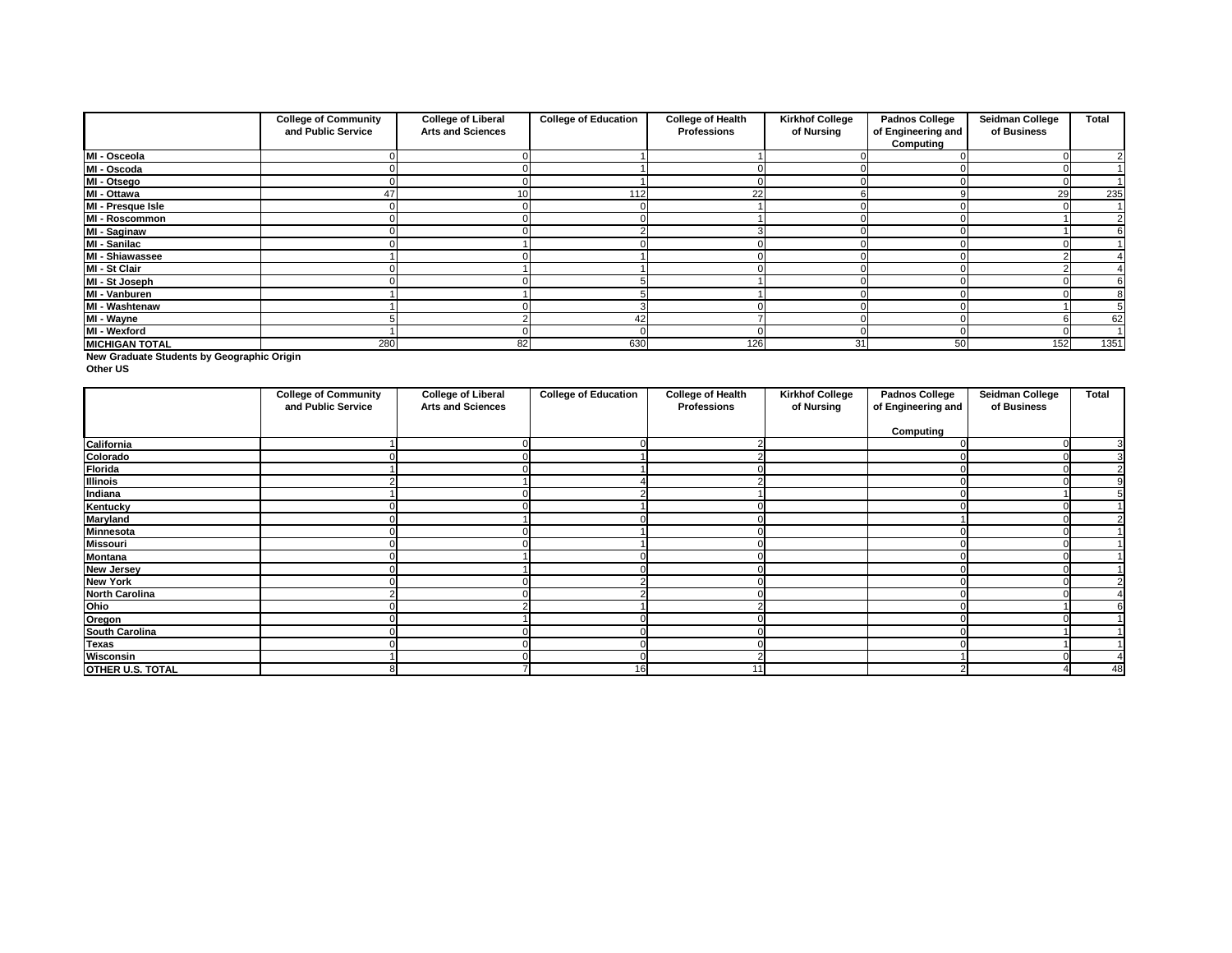| | College of Community and Public Service | College of Liberal Arts and Sciences | College of Education | College of Health Professions | Kirkhof College of Nursing | Padnos College of Engineering and Computing | Seidman College of Business | Total |
|---|---|---|---|---|---|---|---|---|
| MI - Osceola | 0 | 0 | 1 | 1 | 0 | 0 | 0 | 2 |
| MI - Oscoda | 0 | 0 | 1 | 0 | 0 | 0 | 0 | 1 |
| MI - Otsego | 0 | 0 | 1 | 0 | 0 | 0 | 0 | 1 |
| MI - Ottawa | 47 | 10 | 112 | 22 | 6 | 9 | 29 | 235 |
| MI - Presque Isle | 0 | 0 | 0 | 1 | 0 | 0 | 0 | 1 |
| MI - Roscommon | 0 | 0 | 0 | 1 | 0 | 0 | 1 | 2 |
| MI - Saginaw | 0 | 0 | 2 | 3 | 0 | 0 | 1 | 6 |
| MI - Sanilac | 0 | 1 | 0 | 0 | 0 | 0 | 0 | 1 |
| MI - Shiawassee | 1 | 0 | 1 | 0 | 0 | 0 | 2 | 4 |
| MI - St Clair | 0 | 1 | 1 | 0 | 0 | 0 | 2 | 4 |
| MI - St Joseph | 0 | 0 | 5 | 1 | 0 | 0 | 0 | 6 |
| MI - Vanburen | 1 | 1 | 5 | 1 | 0 | 0 | 0 | 8 |
| MI - Washtenaw | 1 | 0 | 3 | 0 | 0 | 0 | 1 | 5 |
| MI - Wayne | 5 | 2 | 42 | 7 | 0 | 0 | 6 | 62 |
| MI - Wexford | 1 | 0 | 0 | 0 | 0 | 0 | 0 | 1 |
| MICHIGAN TOTAL | 280 | 82 | 630 | 126 | 31 | 50 | 152 | 1351 |

**New Graduate Students by Geographic Origin**

**Other US**

| | College of Community and Public Service | College of Liberal Arts and Sciences | College of Education | College of Health Professions | Kirkhof College of Nursing | Padnos College of Engineering and Computing | Seidman College of Business | Total |
|---|---|---|---|---|---|---|---|---|
| California | 1 | 0 | 0 | 2 | | 0 | 0 | 3 |
| Colorado | 0 | 0 | 1 | 2 | | 0 | 0 | 3 |
| Florida | 1 | 0 | 1 | 0 | | 0 | 0 | 2 |
| Illinois | 2 | 1 | 4 | 2 | | 0 | 0 | 9 |
| Indiana | 1 | 0 | 2 | 1 | | 0 | 1 | 5 |
| Kentucky | 0 | 0 | 1 | 0 | | 0 | 0 | 1 |
| Maryland | 0 | 1 | 0 | 0 | | 1 | 0 | 2 |
| Minnesota | 0 | 0 | 1 | 0 | | 0 | 0 | 1 |
| Missouri | 0 | 0 | 1 | 0 | | 0 | 0 | 1 |
| Montana | 0 | 1 | 0 | 0 | | 0 | 0 | 1 |
| New Jersey | 0 | 1 | 0 | 0 | | 0 | 0 | 1 |
| New York | 0 | 0 | 2 | 0 | | 0 | 0 | 2 |
| North Carolina | 2 | 0 | 2 | 0 | | 0 | 0 | 4 |
| Ohio | 0 | 2 | 1 | 2 | | 0 | 1 | 6 |
| Oregon | 0 | 1 | 0 | 0 | | 0 | 0 | 1 |
| South Carolina | 0 | 0 | 0 | 0 | | 0 | 1 | 1 |
| Texas | 0 | 0 | 0 | 0 | | 0 | 1 | 1 |
| Wisconsin | 1 | 0 | 0 | 2 | | 1 | 0 | 4 |
| OTHER U.S. TOTAL | 8 | 7 | 16 | 11 | | 2 | 4 | 48 |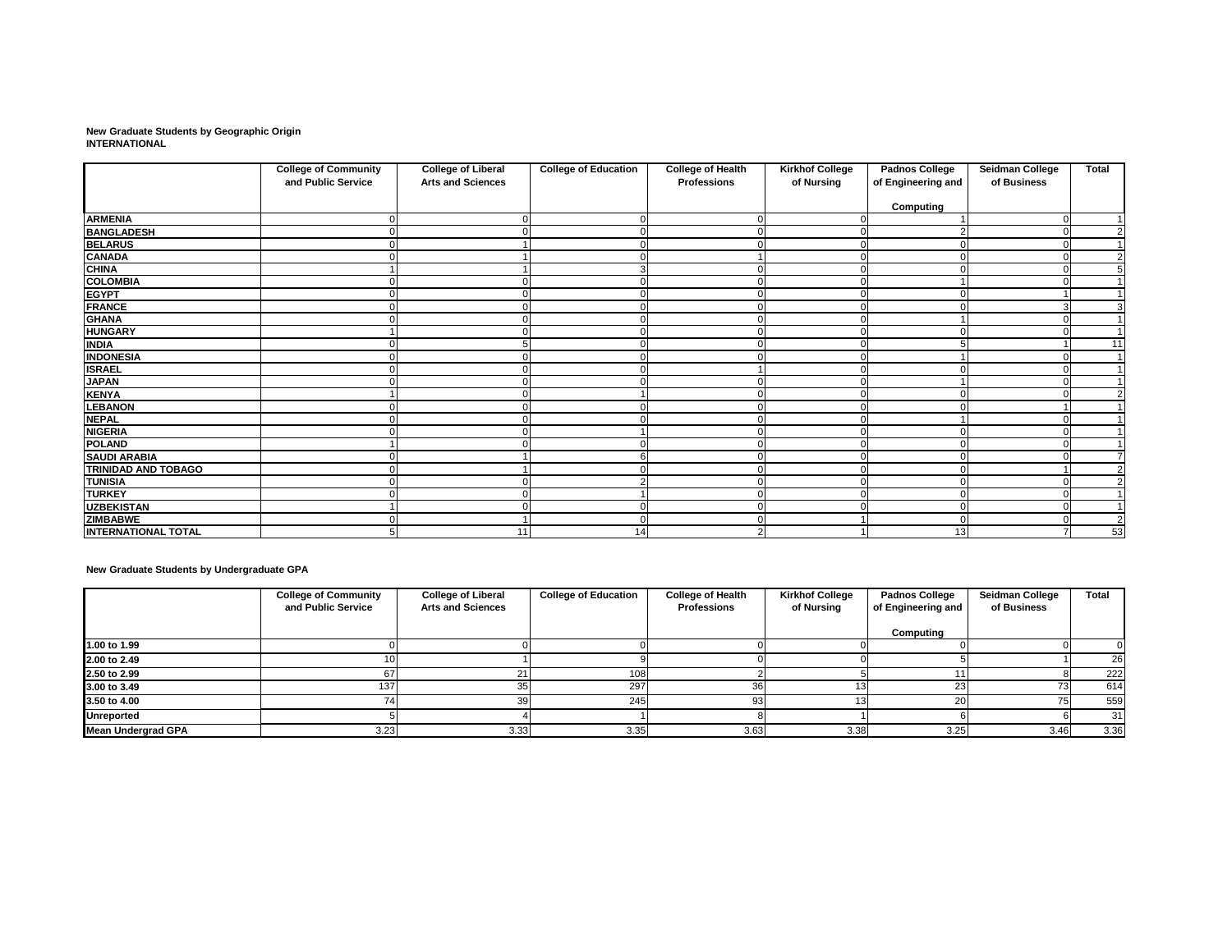**New Graduate Students by Geographic Origin**
**INTERNATIONAL**

| | College of Community and Public Service | College of Liberal Arts and Sciences | College of Education | College of Health Professions | Kirkhof College of Nursing | Padnos College of Engineering and Computing | Seidman College of Business | Total |
|---|---|---|---|---|---|---|---|---|
| **ARMENIA** | 0 | 0 | 0 | 0 | 0 | 1 | 0 | 1 |
| **BANGLADESH** | 0 | 0 | 0 | 0 | 0 | 2 | 0 | 2 |
| **BELARUS** | 0 | 1 | 0 | 0 | 0 | 0 | 0 | 1 |
| **CANADA** | 0 | 1 | 0 | 1 | 0 | 0 | 0 | 2 |
| **CHINA** | 1 | 1 | 3 | 0 | 0 | 0 | 0 | 5 |
| **COLOMBIA** | 0 | 0 | 0 | 0 | 0 | 1 | 0 | 1 |
| **EGYPT** | 0 | 0 | 0 | 0 | 0 | 0 | 1 | 1 |
| **FRANCE** | 0 | 0 | 0 | 0 | 0 | 0 | 3 | 3 |
| **GHANA** | 0 | 0 | 0 | 0 | 0 | 1 | 0 | 1 |
| **HUNGARY** | 1 | 0 | 0 | 0 | 0 | 0 | 0 | 1 |
| **INDIA** | 0 | 5 | 0 | 0 | 0 | 5 | 1 | 11 |
| **INDONESIA** | 0 | 0 | 0 | 0 | 0 | 1 | 0 | 1 |
| **ISRAEL** | 0 | 0 | 0 | 1 | 0 | 0 | 0 | 1 |
| **JAPAN** | 0 | 0 | 0 | 0 | 0 | 1 | 0 | 1 |
| **KENYA** | 1 | 0 | 1 | 0 | 0 | 0 | 0 | 2 |
| **LEBANON** | 0 | 0 | 0 | 0 | 0 | 0 | 1 | 1 |
| **NEPAL** | 0 | 0 | 0 | 0 | 0 | 1 | 0 | 1 |
| **NIGERIA** | 0 | 0 | 1 | 0 | 0 | 0 | 0 | 1 |
| **POLAND** | 1 | 0 | 0 | 0 | 0 | 0 | 0 | 1 |
| **SAUDI ARABIA** | 0 | 1 | 6 | 0 | 0 | 0 | 0 | 7 |
| **TRINIDAD AND TOBAGO** | 0 | 1 | 0 | 0 | 0 | 0 | 1 | 2 |
| **TUNISIA** | 0 | 0 | 2 | 0 | 0 | 0 | 0 | 2 |
| **TURKEY** | 0 | 0 | 1 | 0 | 0 | 0 | 0 | 1 |
| **UZBEKISTAN** | 1 | 0 | 0 | 0 | 0 | 0 | 0 | 1 |
| **ZIMBABWE** | 0 | 1 | 0 | 0 | 1 | 0 | 0 | 2 |
| **INTERNATIONAL TOTAL** | 5 | 11 | 14 | 2 | 1 | 13 | 7 | 53 |

**New Graduate Students by Undergraduate GPA**

| | College of Community and Public Service | College of Liberal Arts and Sciences | College of Education | College of Health Professions | Kirkhof College of Nursing | Padnos College of Engineering and Computing | Seidman College of Business | Total |
|---|---|---|---|---|---|---|---|---|
| **1.00 to 1.99** | 0 | 0 | 0 | 0 | 0 | 0 | 0 | 0 |
| **2.00 to 2.49** | 10 | 1 | 9 | 0 | 0 | 5 | 1 | 26 |
| **2.50 to 2.99** | 67 | 21 | 108 | 2 | 5 | 11 | 8 | 222 |
| **3.00 to 3.49** | 137 | 35 | 297 | 36 | 13 | 23 | 73 | 614 |
| **3.50 to 4.00** | 74 | 39 | 245 | 93 | 13 | 20 | 75 | 559 |
| **Unreported** | 5 | 4 | 1 | 8 | 1 | 6 | 6 | 31 |
| **Mean Undergrad GPA** | 3.23 | 3.33 | 3.35 | 3.63 | 3.38 | 3.25 | 3.46 | 3.36 |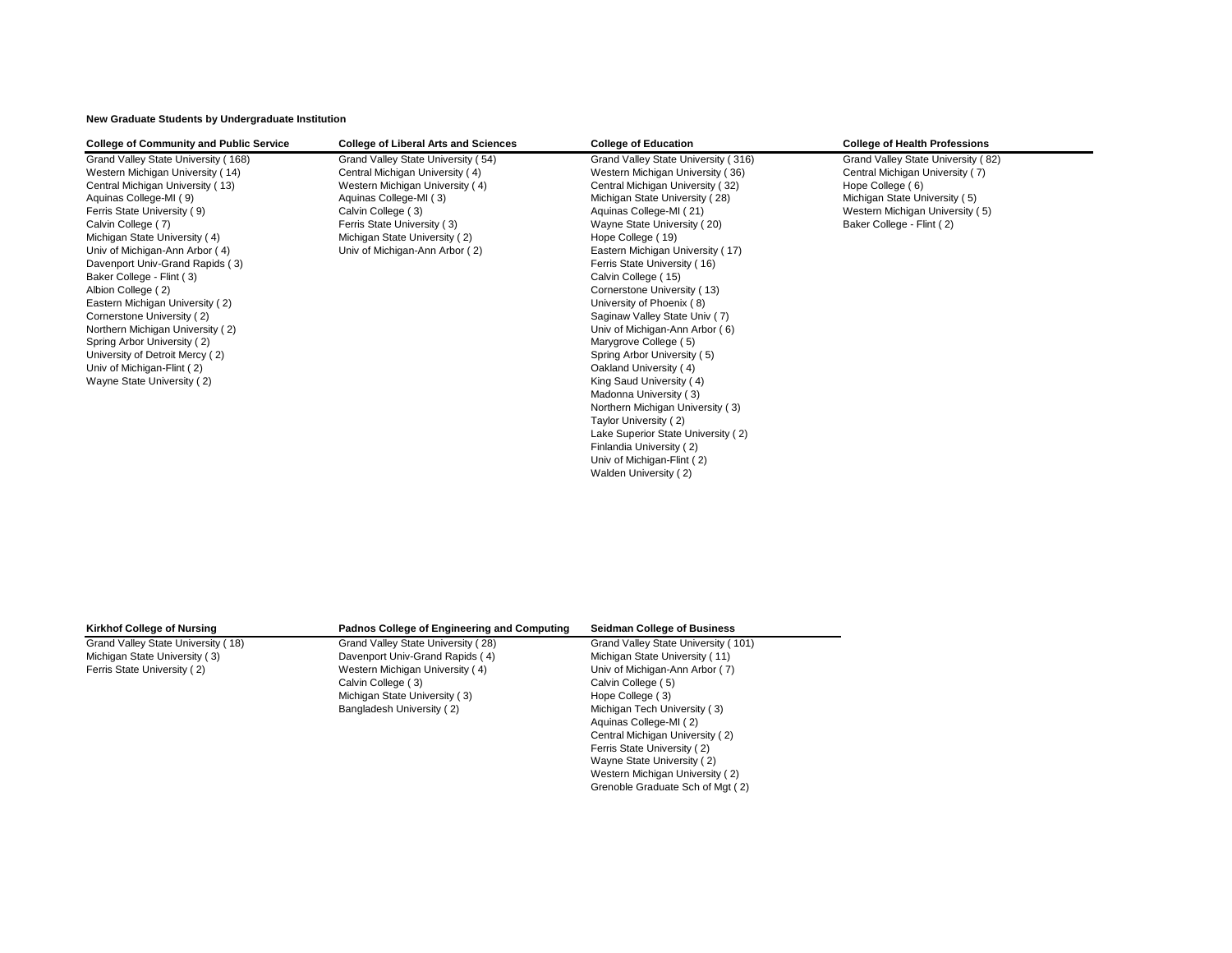**New Graduate Students by Undergraduate Institution**

| College of Community and Public Service | College of Liberal Arts and Sciences | College of Education | College of Health Professions |
|---|---|---|---|
| Grand Valley State University ( 168) | Grand Valley State University ( 54) | Grand Valley State University ( 316) | Grand Valley State University ( 82) |
| Western Michigan University ( 14) | Central Michigan University ( 4) | Western Michigan University ( 36) | Central Michigan University ( 7) |
| Central Michigan University ( 13) | Western Michigan University ( 4) | Central Michigan University ( 32) | Hope College ( 6) |
| Aquinas College-MI ( 9) | Aquinas College-MI ( 3) | Michigan State University ( 28) | Michigan State University ( 5) |
| Ferris State University ( 9) | Calvin College ( 3) | Aquinas College-MI ( 21) | Western Michigan University ( 5) |
| Calvin College ( 7) | Ferris State University ( 3) | Wayne State University ( 20) | Baker College - Flint ( 2) |
| Michigan State University ( 4) | Michigan State University ( 2) | Hope College ( 19) | |
| Univ of Michigan-Ann Arbor ( 4) | Univ of Michigan-Ann Arbor ( 2) | Eastern Michigan University ( 17) | |
| Davenport Univ-Grand Rapids ( 3) | | Ferris State University ( 16) | |
| Baker College - Flint ( 3) | | Calvin College ( 15) | |
| Albion College ( 2) | | Cornerstone University ( 13) | |
| Eastern Michigan University ( 2) | | University of Phoenix ( 8) | |
| Cornerstone University ( 2) | | Saginaw Valley State Univ ( 7) | |
| Northern Michigan University ( 2) | | Univ of Michigan-Ann Arbor ( 6) | |
| Spring Arbor University ( 2) | | Marygrove College ( 5) | |
| University of Detroit Mercy ( 2) | | Spring Arbor University ( 5) | |
| Univ of Michigan-Flint ( 2) | | Oakland University ( 4) | |
| Wayne State University ( 2) | | King Saud University ( 4) | |
| | | Madonna University ( 3) | |
| | | Northern Michigan University ( 3) | |
| | | Taylor University ( 2) | |
| | | Lake Superior State University ( 2) | |
| | | Finlandia University ( 2) | |
| | | Univ of Michigan-Flint ( 2) | |
| | | Walden University ( 2) | |

| Kirkhof College of Nursing | Padnos College of Engineering and Computing | Seidman College of Business |
|---|---|---|
| Grand Valley State University ( 18) | Grand Valley State University ( 28) | Grand Valley State University ( 101) |
| Michigan State University ( 3) | Davenport Univ-Grand Rapids ( 4) | Michigan State University ( 11) |
| Ferris State University ( 2) | Western Michigan University ( 4) | Univ of Michigan-Ann Arbor ( 7) |
| | Calvin College ( 3) | Calvin College ( 5) |
| | Michigan State University ( 3) | Hope College ( 3) |
| | Bangladesh University ( 2) | Michigan Tech University ( 3) |
| | | Aquinas College-MI ( 2) |
| | | Central Michigan University ( 2) |
| | | Ferris State University ( 2) |
| | | Wayne State University ( 2) |
| | | Western Michigan University ( 2) |
| | | Grenoble Graduate Sch of Mgt ( 2) |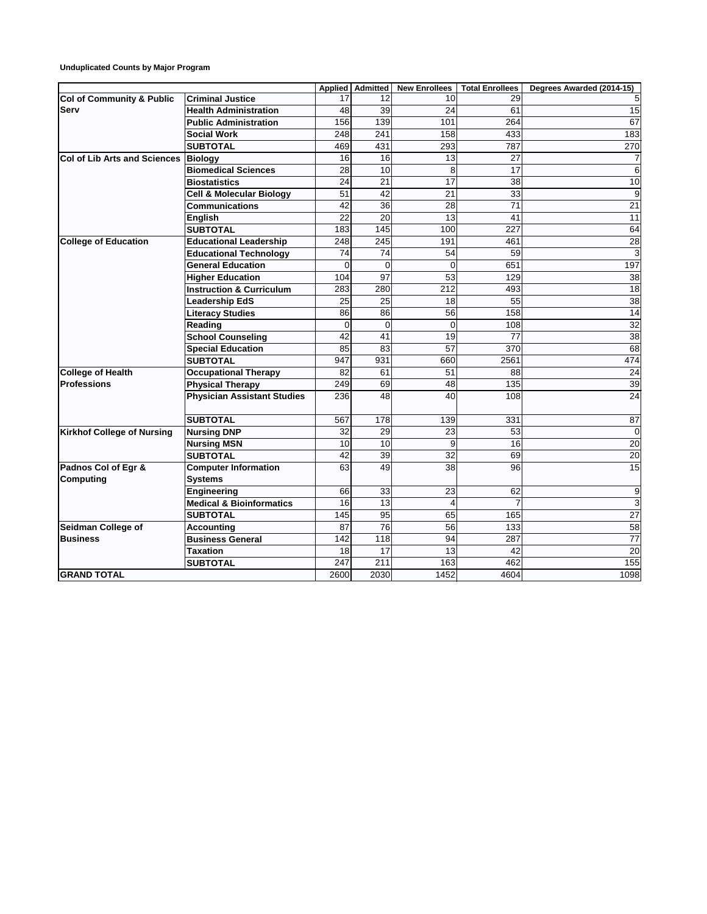**Unduplicated Counts by Major Program**

| | | Applied | Admitted | New Enrollees | Total Enrollees | Degrees Awarded (2014-15) |
|---|---|---|---|---|---|---|
| **Col of Community & Public Serv** | **Criminal Justice** | 17 | 12 | 10 | 29 | 5 |
| | **Health Administration** | 48 | 39 | 24 | 61 | 15 |
| | **Public Administration** | 156 | 139 | 101 | 264 | 67 |
| | **Social Work** | 248 | 241 | 158 | 433 | 183 |
| | **SUBTOTAL** | 469 | 431 | 293 | 787 | 270 |
| **Col of Lib Arts and Sciences** | **Biology** | 16 | 16 | 13 | 27 | 7 |
| | **Biomedical Sciences** | 28 | 10 | 8 | 17 | 6 |
| | **Biostatistics** | 24 | 21 | 17 | 38 | 10 |
| | **Cell & Molecular Biology** | 51 | 42 | 21 | 33 | 9 |
| | **Communications** | 42 | 36 | 28 | 71 | 21 |
| | **English** | 22 | 20 | 13 | 41 | 11 |
| | **SUBTOTAL** | 183 | 145 | 100 | 227 | 64 |
| **College of Education** | **Educational Leadership** | 248 | 245 | 191 | 461 | 28 |
| | **Educational Technology** | 74 | 74 | 54 | 59 | 3 |
| | **General Education** | 0 | 0 | 0 | 651 | 197 |
| | **Higher Education** | 104 | 97 | 53 | 129 | 38 |
| | **Instruction & Curriculum** | 283 | 280 | 212 | 493 | 18 |
| | **Leadership EdS** | 25 | 25 | 18 | 55 | 38 |
| | **Literacy Studies** | 86 | 86 | 56 | 158 | 14 |
| | **Reading** | 0 | 0 | 0 | 108 | 32 |
| | **School Counseling** | 42 | 41 | 19 | 77 | 38 |
| | **Special Education** | 85 | 83 | 57 | 370 | 68 |
| | **SUBTOTAL** | 947 | 931 | 660 | 2561 | 474 |
| **College of Health Professions** | **Occupational Therapy** | 82 | 61 | 51 | 88 | 24 |
| | **Physical Therapy** | 249 | 69 | 48 | 135 | 39 |
| | **Physician Assistant Studies** | 236 | 48 | 40 | 108 | 24 |
| | **SUBTOTAL** | 567 | 178 | 139 | 331 | 87 |
| **Kirkhof College of Nursing** | **Nursing DNP** | 32 | 29 | 23 | 53 | 0 |
| | **Nursing MSN** | 10 | 10 | 9 | 16 | 20 |
| | **SUBTOTAL** | 42 | 39 | 32 | 69 | 20 |
| **Padnos Col of Egr & Computing** | **Computer Information Systems** | 63 | 49 | 38 | 96 | 15 |
| | **Engineering** | 66 | 33 | 23 | 62 | 9 |
| | **Medical & Bioinformatics** | 16 | 13 | 4 | 7 | 3 |
| | **SUBTOTAL** | 145 | 95 | 65 | 165 | 27 |
| **Seidman College of Business** | **Accounting** | 87 | 76 | 56 | 133 | 58 |
| | **Business General** | 142 | 118 | 94 | 287 | 77 |
| | **Taxation** | 18 | 17 | 13 | 42 | 20 |
| | **SUBTOTAL** | 247 | 211 | 163 | 462 | 155 |
| **GRAND TOTAL** | | 2600 | 2030 | 1452 | 4604 | 1098 |